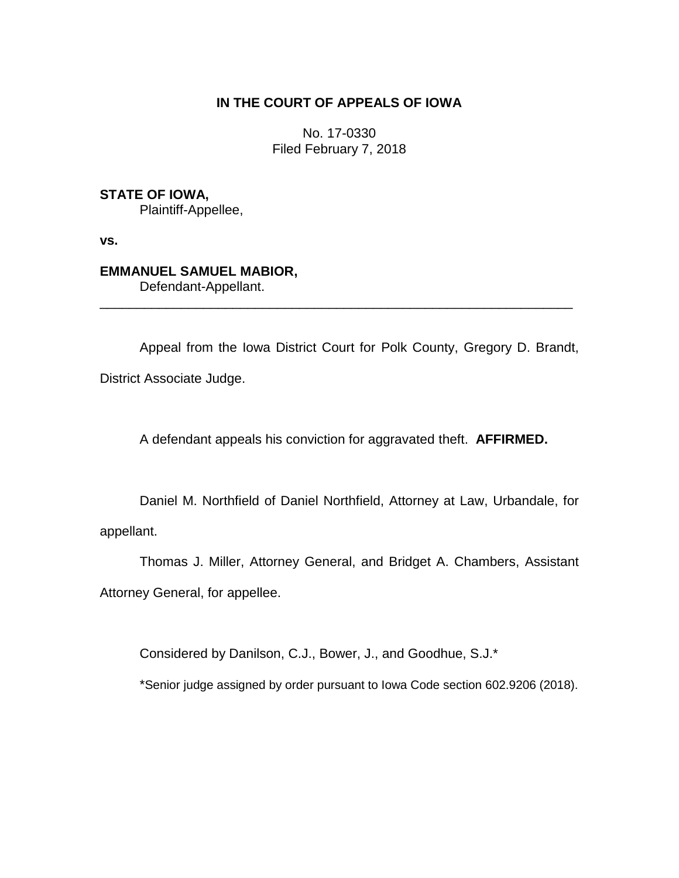# IN THE COURT OF APPEALS OF IOWA

No. 17-0330
Filed February 7, 2018

**STATE OF IOWA,**
Plaintiff-Appellee,

**vs.**

**EMMANUEL SAMUEL MABIOR,**
Defendant-Appellant.

---

Appeal from the Iowa District Court for Polk County, Gregory D. Brandt, District Associate Judge.

A defendant appeals his conviction for aggravated theft. **AFFIRMED.**

Daniel M. Northfield of Daniel Northfield, Attorney at Law, Urbandale, for appellant.

Thomas J. Miller, Attorney General, and Bridget A. Chambers, Assistant Attorney General, for appellee.

Considered by Danilson, C.J., Bower, J., and Goodhue, S.J.*

*Senior judge assigned by order pursuant to Iowa Code section 602.9206 (2018).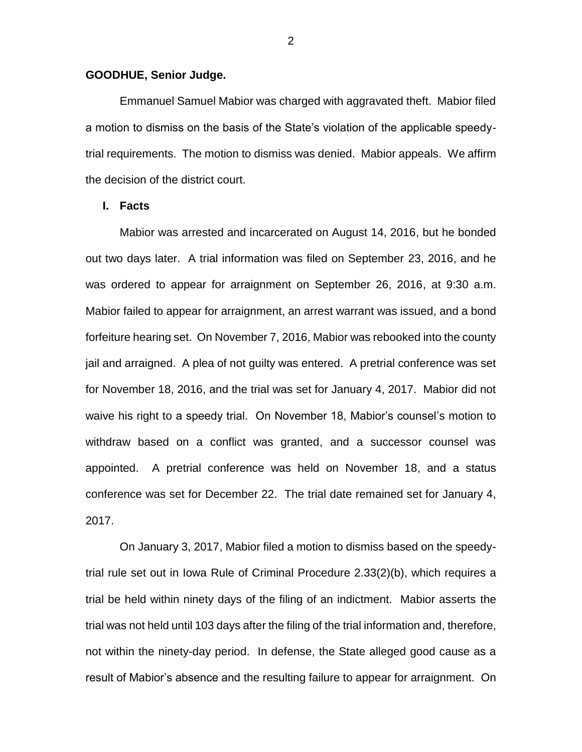**GOODHUE, Senior Judge.**

Emmanuel Samuel Mabior was charged with aggravated theft. Mabior filed a motion to dismiss on the basis of the State's violation of the applicable speedy-trial requirements. The motion to dismiss was denied. Mabior appeals. We affirm the decision of the district court.

## I. Facts

Mabior was arrested and incarcerated on August 14, 2016, but he bonded out two days later. A trial information was filed on September 23, 2016, and he was ordered to appear for arraignment on September 26, 2016, at 9:30 a.m. Mabior failed to appear for arraignment, an arrest warrant was issued, and a bond forfeiture hearing set. On November 7, 2016, Mabior was rebooked into the county jail and arraigned. A plea of not guilty was entered. A pretrial conference was set for November 18, 2016, and the trial was set for January 4, 2017. Mabior did not waive his right to a speedy trial. On November 18, Mabior's counsel's motion to withdraw based on a conflict was granted, and a successor counsel was appointed. A pretrial conference was held on November 18, and a status conference was set for December 22. The trial date remained set for January 4, 2017.

On January 3, 2017, Mabior filed a motion to dismiss based on the speedy-trial rule set out in Iowa Rule of Criminal Procedure 2.33(2)(b), which requires a trial be held within ninety days of the filing of an indictment. Mabior asserts the trial was not held until 103 days after the filing of the trial information and, therefore, not within the ninety-day period. In defense, the State alleged good cause as a result of Mabior's absence and the resulting failure to appear for arraignment. On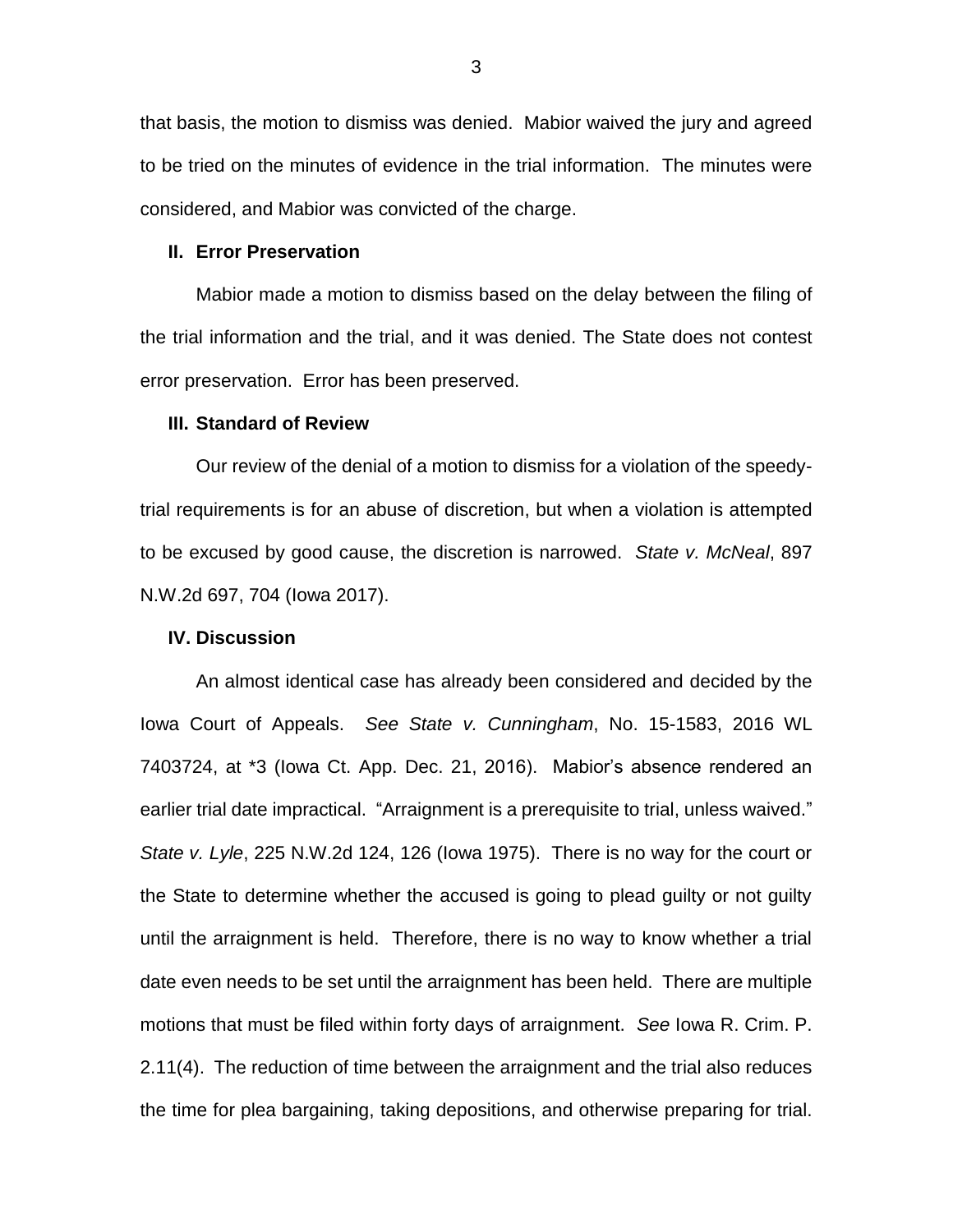that basis, the motion to dismiss was denied. Mabior waived the jury and agreed to be tried on the minutes of evidence in the trial information. The minutes were considered, and Mabior was convicted of the charge.

## II. Error Preservation

Mabior made a motion to dismiss based on the delay between the filing of the trial information and the trial, and it was denied. The State does not contest error preservation. Error has been preserved.

## III. Standard of Review

Our review of the denial of a motion to dismiss for a violation of the speedy-trial requirements is for an abuse of discretion, but when a violation is attempted to be excused by good cause, the discretion is narrowed. *State v. McNeal*, 897 N.W.2d 697, 704 (Iowa 2017).

## IV. Discussion

An almost identical case has already been considered and decided by the Iowa Court of Appeals. *See State v. Cunningham*, No. 15-1583, 2016 WL 7403724, at *3 (Iowa Ct. App. Dec. 21, 2016). Mabior's absence rendered an earlier trial date impractical. "Arraignment is a prerequisite to trial, unless waived." *State v. Lyle*, 225 N.W.2d 124, 126 (Iowa 1975). There is no way for the court or the State to determine whether the accused is going to plead guilty or not guilty until the arraignment is held. Therefore, there is no way to know whether a trial date even needs to be set until the arraignment has been held. There are multiple motions that must be filed within forty days of arraignment. *See* Iowa R. Crim. P. 2.11(4). The reduction of time between the arraignment and the trial also reduces the time for plea bargaining, taking depositions, and otherwise preparing for trial.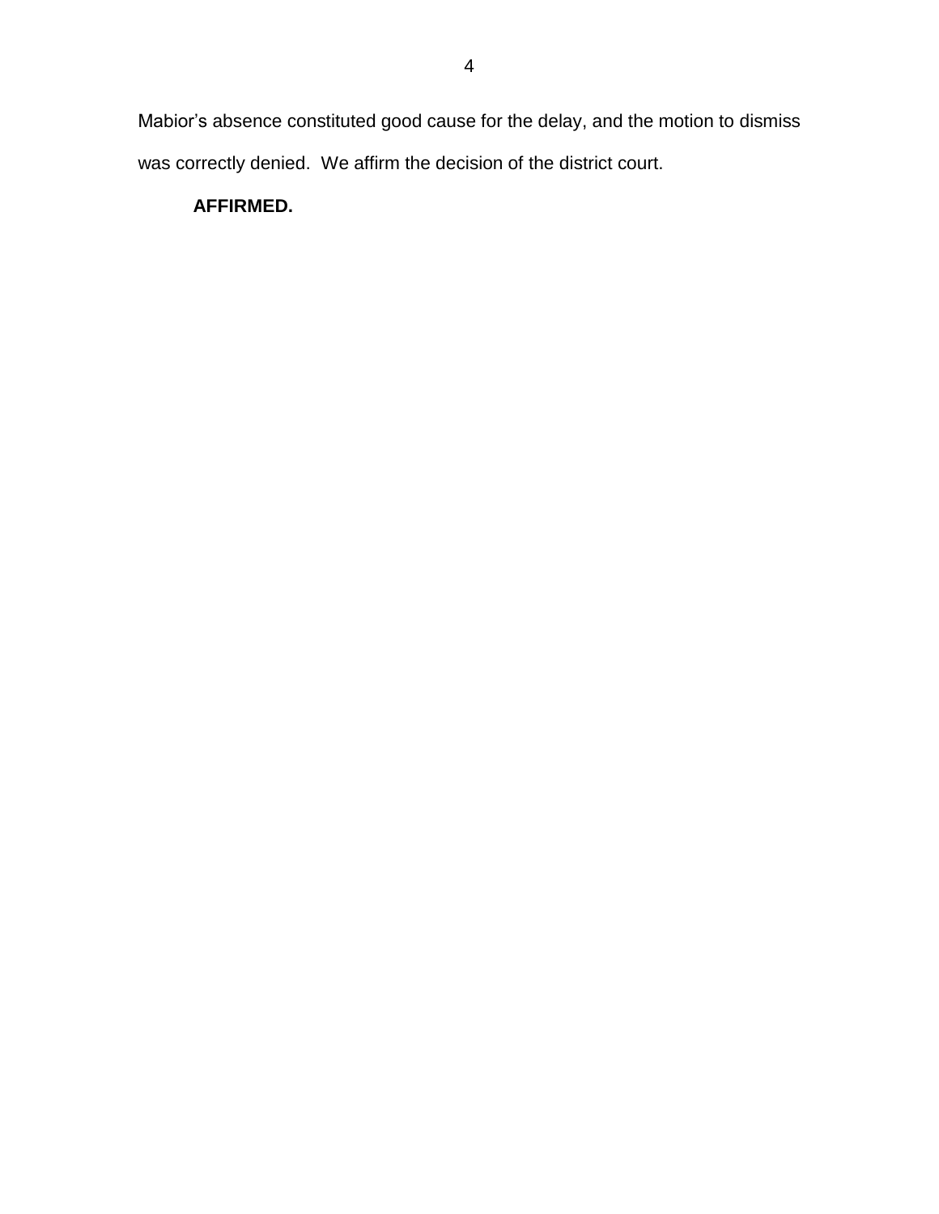Mabior’s absence constituted good cause for the delay, and the motion to dismiss was correctly denied. We affirm the decision of the district court.

**AFFIRMED.**